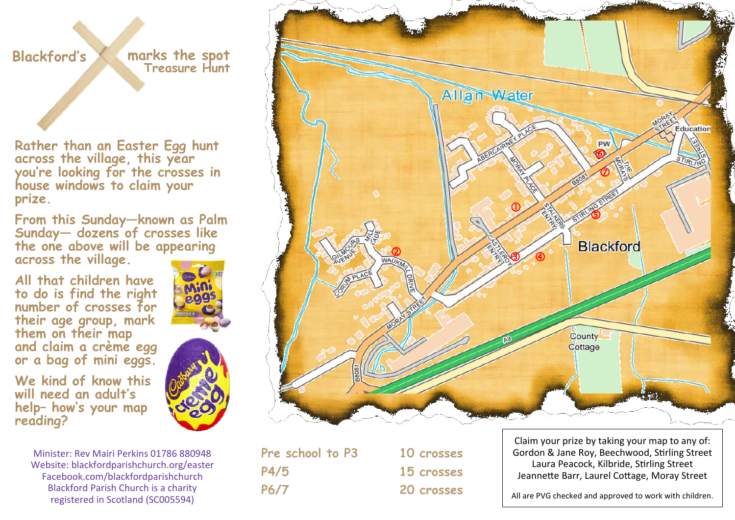# Blackford's X marks the spot Treasure Hunt

Rather than an Easter Egg hunt across the village, this year you're looking for the crosses in house windows to claim your prize.

From this Sunday—known as Palm Sunday— dozens of crosses like the one above will be appearing across the village.

All that children have to do is find the right number of crosses for their age group, mark them on their map and claim a crème egg or a bag of mini eggs.

We kind of know this will need an adult's help– how's your map reading?

Minister: Rev Mairi Perkins 01786 880948
Website: blackfordparishchurch.org/easter
Facebook.com/blackfordparishchurch
Blackford Parish Church is a charity registered in Scotland (SC005594)

| | |
|---|---|
| Pre school to P3 | 10 crosses |
| P4/5 | 15 crosses |
| P6/7 | 20 crosses |

Claim your prize by taking your map to any of:
Gordon & Jane Roy, Beechwood, Stirling Street
Laura Peacock, Kilbride, Stirling Street
Jeannette Barr, Laurel Cottage, Moray Street

All are PVG checked and approved to work with children.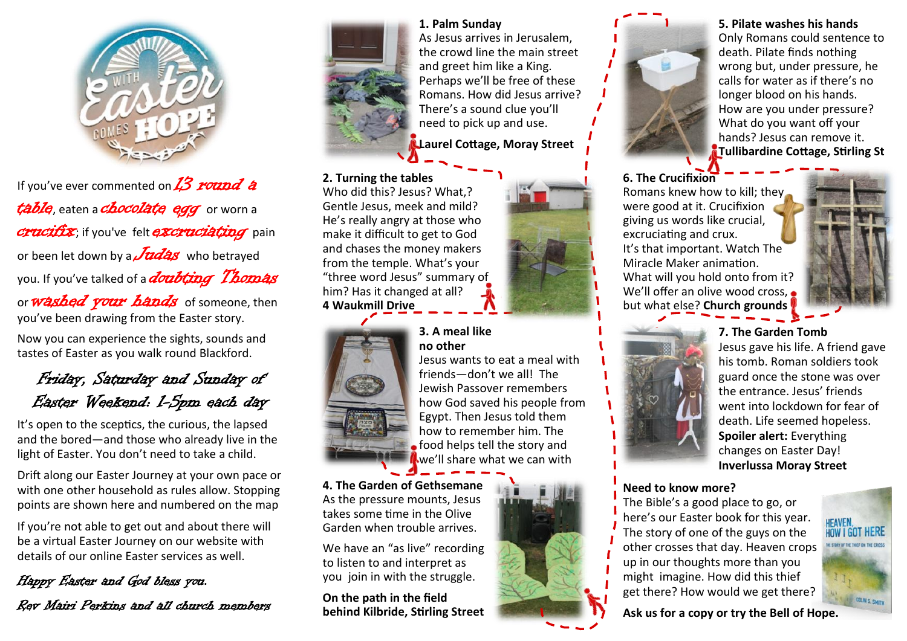If you've ever commented on *13 round a table*, eaten a *chocolate egg* or worn a *crucifix*; if you've felt *excruciating* pain or been let down by a *Judas* who betrayed you. If you've talked of a *doubting Thomas* or *washed your hands* of someone, then you've been drawing from the Easter story.

Now you can experience the sights, sounds and tastes of Easter as you walk round Blackford.

*Friday, Saturday and Sunday of Easter Weekend: 1-5pm each day*

It's open to the sceptics, the curious, the lapsed and the bored—and those who already live in the light of Easter. You don't need to take a child.

Drift along our Easter Journey at your own pace or with one other household as rules allow. Stopping points are shown here and numbered on the map

If you're not able to get out and about there will be a virtual Easter Journey on our website with details of our online Easter services as well.

*Happy Easter and God bless you.*

*Rev Mairi Perkins and all church members*

**1. Palm Sunday**
As Jesus arrives in Jerusalem, the crowd line the main street and greet him like a King. Perhaps we'll be free of these Romans. How did Jesus arrive? There's a sound clue you'll need to pick up and use.
**Laurel Cottage, Moray Street**

**2. Turning the tables**
Who did this? Jesus? What,? Gentle Jesus, meek and mild? He's really angry at those who make it difficult to get to God and chases the money makers from the temple. What's your "three word Jesus" summary of him? Has it changed at all?
**4 Waukmill Drive**

**3. A meal like no other**
Jesus wants to eat a meal with friends—don't we all! The Jewish Passover remembers how God saved his people from Egypt. Then Jesus told them how to remember him. The food helps tell the story and we'll share what we can with

**4. The Garden of Gethsemane**
As the pressure mounts, Jesus takes some time in the Olive Garden when trouble arrives.

We have an "as live" recording to listen to and interpret as you join in with the struggle.

**On the path in the field behind Kilbride, Stirling Street**

**5. Pilate washes his hands**
Only Romans could sentence to death. Pilate finds nothing wrong but, under pressure, he calls for water as if there's no longer blood on his hands. How are you under pressure? What do you want off your hands? Jesus can remove it.
**Tullibardine Cottage, Stirling St**

**6. The Crucifixion**
Romans knew how to kill; they were good at it. Crucifixion giving us words like crucial, excruciating and crux.
It's that important. Watch The Miracle Maker animation.
What will you hold onto from it? We'll offer an olive wood cross, but what else? **Church grounds**

**7. The Garden Tomb**
Jesus gave his life. A friend gave his tomb. Roman soldiers took guard once the stone was over the entrance. Jesus' friends went into lockdown for fear of death. Life seemed hopeless.
**Spoiler alert:** Everything changes on Easter Day!
**Inverlussa Moray Street**

**Need to know more?**
The Bible's a good place to go, or here's our Easter book for this year. The story of one of the guys on the other crosses that day. Heaven crops up in our thoughts more than you might imagine. How did this thief get there? How would we get there?

**Ask us for a copy or try the Bell of Hope.**